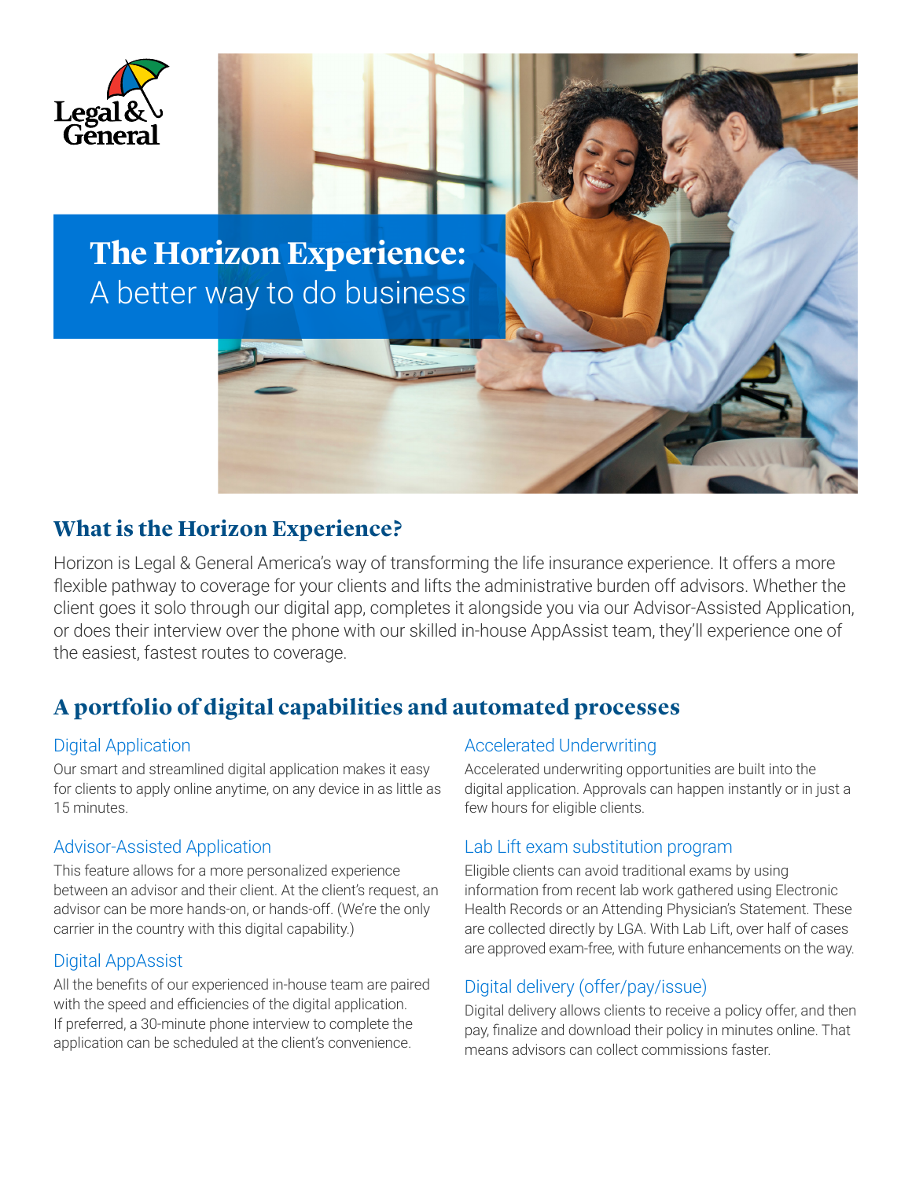# The Horizon Experience:

A better way to do business

## What is the Horizon Experience?

Horizon is Legal & General America's way of transforming the life insurance experience. It offers a more flexible pathway to coverage for your clients and lifts the administrative burden off advisors. Whether the client goes it solo through our digital app, completes it alongside you via our Advisor-Assisted Application, or does their interview over the phone with our skilled in-house AppAssist team, they'll experience one of the easiest, fastest routes to coverage.

## A portfolio of digital capabilities and automated processes

### Digital Application

Our smart and streamlined digital application makes it easy for clients to apply online anytime, on any device in as little as 15 minutes.

### Advisor-Assisted Application

This feature allows for a more personalized experience between an advisor and their client. At the client's request, an advisor can be more hands-on, or hands-off. (We're the only carrier in the country with this digital capability.)

### Digital AppAssist

All the benefits of our experienced in-house team are paired with the speed and efficiencies of the digital application. If preferred, a 30-minute phone interview to complete the application can be scheduled at the client's convenience.

### Accelerated Underwriting

Accelerated underwriting opportunities are built into the digital application. Approvals can happen instantly or in just a few hours for eligible clients.

### Lab Lift exam substitution program

Eligible clients can avoid traditional exams by using information from recent lab work gathered using Electronic Health Records or an Attending Physician's Statement. These are collected directly by LGA. With Lab Lift, over half of cases are approved exam-free, with future enhancements on the way.

### Digital delivery (offer/pay/issue)

Digital delivery allows clients to receive a policy offer, and then pay, finalize and download their policy in minutes online. That means advisors can collect commissions faster.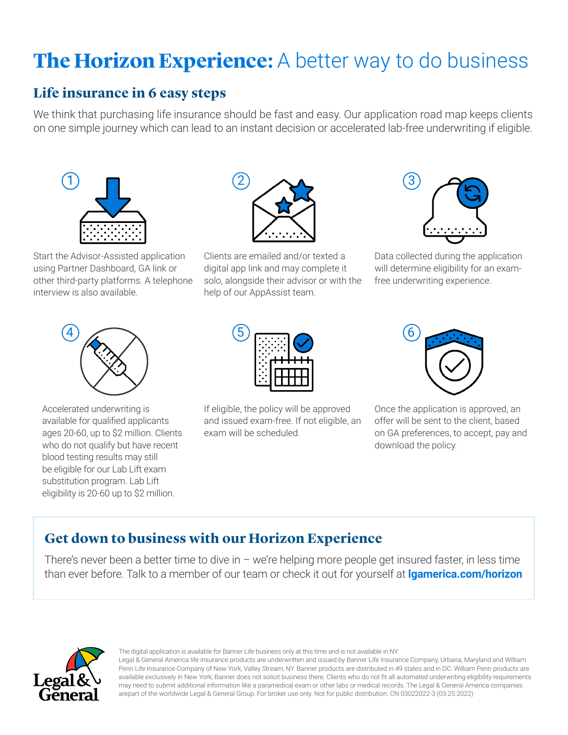# **The Horizon Experience:** A better way to do business

## Life insurance in 6 easy steps

We think that purchasing life insurance should be fast and easy. Our application road map keeps clients on one simple journey which can lead to an instant decision or accelerated lab-free underwriting if eligible.

1. Start the Advisor-Assisted application using Partner Dashboard, GA link or other third-party platforms. A telephone interview is also available.

2. Clients are emailed and/or texted a digital app link and may complete it solo, alongside their advisor or with the help of our AppAssist team.

3. Data collected during the application will determine eligibility for an exam-free underwriting experience.

4. Accelerated underwriting is available for qualified applicants ages 20-60, up to $2 million. Clients who do not qualify but have recent blood testing results may still be eligible for our Lab Lift exam substitution program. Lab Lift eligibility is 20-60 up to $2 million.

5. If eligible, the policy will be approved and issued exam-free. If not eligible, an exam will be scheduled.

6. Once the application is approved, an offer will be sent to the client, based on GA preferences, to accept, pay and download the policy.

## Get down to business with our Horizon Experience

There's never been a better time to dive in – we're helping more people get insured faster, in less time than ever before. Talk to a member of our team or check it out for yourself at **lgamerica.com/horizon**

Legal & General

The digital application is available for Banner Life business only at this time and is not available in NY.
Legal & General America life insurance products are underwritten and issued by Banner Life Insurance Company, Urbana, Maryland and William Penn Life Insurance Company of New York, Valley Stream, NY. Banner products are distributed in 49 states and in DC. William Penn products are available exclusively in New York; Banner does not solicit business there. Clients who do not fit all automated underwriting eligibility requirements may need to submit additional information like a paramedical exam or other labs or medical records. The Legal & General America companies arepart of the worldwide Legal & General Group. For broker use only. Not for public distribution. CN 03022022-3 (03.25.2022)